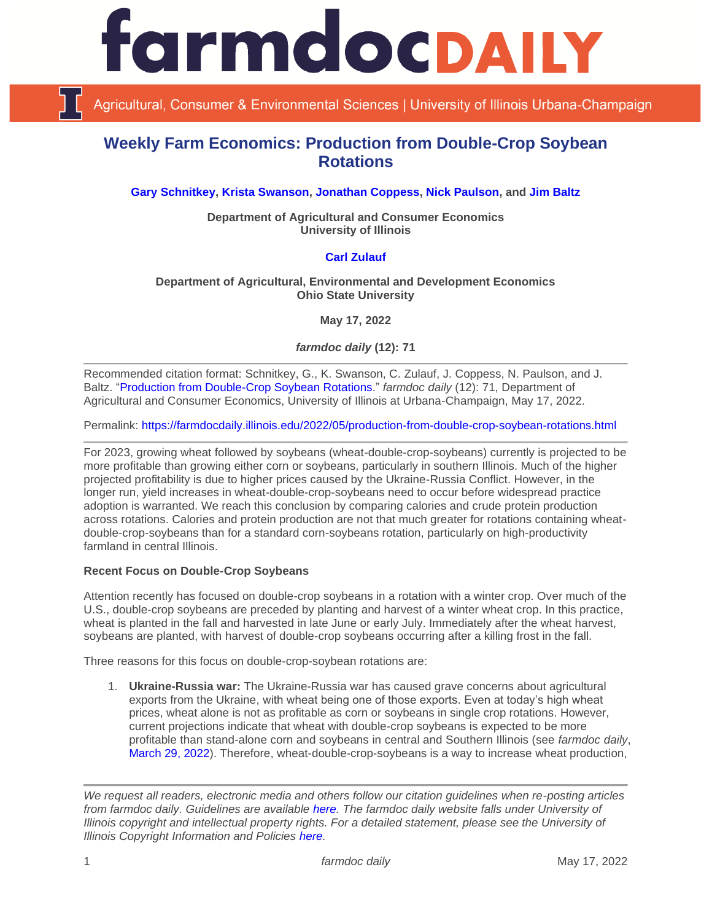# farmdoc DAILY

Agricultural, Consumer & Environmental Sciences | University of Illinois Urbana-Champaign

## Weekly Farm Economics: Production from Double-Crop Soybean Rotations

**Gary Schnitkey, Krista Swanson, Jonathan Coppess, Nick Paulson, and Jim Baltz**

**Department of Agricultural and Consumer Economics**
**University of Illinois**

**Carl Zulauf**

**Department of Agricultural, Environmental and Development Economics**
**Ohio State University**

**May 17, 2022**

***farmdoc daily* (12): 71**

Recommended citation format: Schnitkey, G., K. Swanson, C. Zulauf, J. Coppess, N. Paulson, and J. Baltz. "Production from Double-Crop Soybean Rotations." *farmdoc daily* (12): 71, Department of Agricultural and Consumer Economics, University of Illinois at Urbana-Champaign, May 17, 2022.

Permalink: https://farmdocdaily.illinois.edu/2022/05/production-from-double-crop-soybean-rotations.html

For 2023, growing wheat followed by soybeans (wheat-double-crop-soybeans) currently is projected to be more profitable than growing either corn or soybeans, particularly in southern Illinois. Much of the higher projected profitability is due to higher prices caused by the Ukraine-Russia Conflict. However, in the longer run, yield increases in wheat-double-crop-soybeans need to occur before widespread practice adoption is warranted. We reach this conclusion by comparing calories and crude protein production across rotations. Calories and protein production are not that much greater for rotations containing wheat-double-crop-soybeans than for a standard corn-soybeans rotation, particularly on high-productivity farmland in central Illinois.

**Recent Focus on Double-Crop Soybeans**

Attention recently has focused on double-crop soybeans in a rotation with a winter crop. Over much of the U.S., double-crop soybeans are preceded by planting and harvest of a winter wheat crop. In this practice, wheat is planted in the fall and harvested in late June or early July. Immediately after the wheat harvest, soybeans are planted, with harvest of double-crop soybeans occurring after a killing frost in the fall.

Three reasons for this focus on double-crop-soybean rotations are:

1. **Ukraine-Russia war:** The Ukraine-Russia war has caused grave concerns about agricultural exports from the Ukraine, with wheat being one of those exports. Even at today's high wheat prices, wheat alone is not as profitable as corn or soybeans in single crop rotations. However, current projections indicate that wheat with double-crop soybeans is expected to be more profitable than stand-alone corn and soybeans in central and Southern Illinois (see *farmdoc daily*, March 29, 2022). Therefore, wheat-double-crop-soybeans is a way to increase wheat production,

*We request all readers, electronic media and others follow our citation guidelines when re-posting articles from farmdoc daily. Guidelines are available here. The farmdoc daily website falls under University of Illinois copyright and intellectual property rights. For a detailed statement, please see the University of Illinois Copyright Information and Policies here.*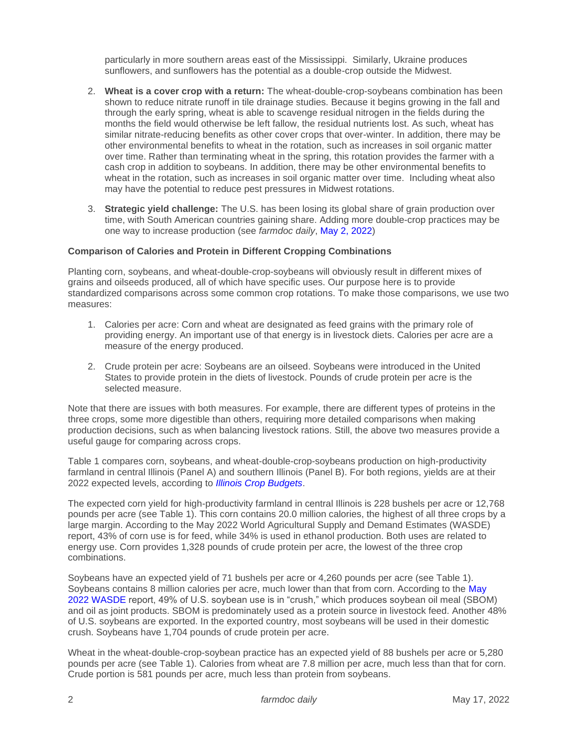particularly in more southern areas east of the Mississippi. Similarly, Ukraine produces sunflowers, and sunflowers has the potential as a double-crop outside the Midwest.

2. **Wheat is a cover crop with a return:** The wheat-double-crop-soybeans combination has been shown to reduce nitrate runoff in tile drainage studies. Because it begins growing in the fall and through the early spring, wheat is able to scavenge residual nitrogen in the fields during the months the field would otherwise be left fallow, the residual nutrients lost. As such, wheat has similar nitrate-reducing benefits as other cover crops that over-winter. In addition, there may be other environmental benefits to wheat in the rotation, such as increases in soil organic matter over time. Rather than terminating wheat in the spring, this rotation provides the farmer with a cash crop in addition to soybeans. In addition, there may be other environmental benefits to wheat in the rotation, such as increases in soil organic matter over time. Including wheat also may have the potential to reduce pest pressures in Midwest rotations.

3. **Strategic yield challenge:** The U.S. has been losing its global share of grain production over time, with South American countries gaining share. Adding more double-crop practices may be one way to increase production (see *farmdoc daily*, May 2, 2022)

**Comparison of Calories and Protein in Different Cropping Combinations**

Planting corn, soybeans, and wheat-double-crop-soybeans will obviously result in different mixes of grains and oilseeds produced, all of which have specific uses. Our purpose here is to provide standardized comparisons across some common crop rotations. To make those comparisons, we use two measures:

1. Calories per acre: Corn and wheat are designated as feed grains with the primary role of providing energy. An important use of that energy is in livestock diets. Calories per acre are a measure of the energy produced.

2. Crude protein per acre: Soybeans are an oilseed. Soybeans were introduced in the United States to provide protein in the diets of livestock. Pounds of crude protein per acre is the selected measure.

Note that there are issues with both measures. For example, there are different types of proteins in the three crops, some more digestible than others, requiring more detailed comparisons when making production decisions, such as when balancing livestock rations. Still, the above two measures provide a useful gauge for comparing across crops.

Table 1 compares corn, soybeans, and wheat-double-crop-soybeans production on high-productivity farmland in central Illinois (Panel A) and southern Illinois (Panel B). For both regions, yields are at their 2022 expected levels, according to *Illinois Crop Budgets*.

The expected corn yield for high-productivity farmland in central Illinois is 228 bushels per acre or 12,768 pounds per acre (see Table 1). This corn contains 20.0 million calories, the highest of all three crops by a large margin. According to the May 2022 World Agricultural Supply and Demand Estimates (WASDE) report, 43% of corn use is for feed, while 34% is used in ethanol production. Both uses are related to energy use. Corn provides 1,328 pounds of crude protein per acre, the lowest of the three crop combinations.

Soybeans have an expected yield of 71 bushels per acre or 4,260 pounds per acre (see Table 1). Soybeans contains 8 million calories per acre, much lower than that from corn. According to the May 2022 WASDE report, 49% of U.S. soybean use is in "crush," which produces soybean oil meal (SBOM) and oil as joint products. SBOM is predominately used as a protein source in livestock feed. Another 48% of U.S. soybeans are exported. In the exported country, most soybeans will be used in their domestic crush. Soybeans have 1,704 pounds of crude protein per acre.

Wheat in the wheat-double-crop-soybean practice has an expected yield of 88 bushels per acre or 5,280 pounds per acre (see Table 1). Calories from wheat are 7.8 million per acre, much less than that for corn. Crude portion is 581 pounds per acre, much less than protein from soybeans.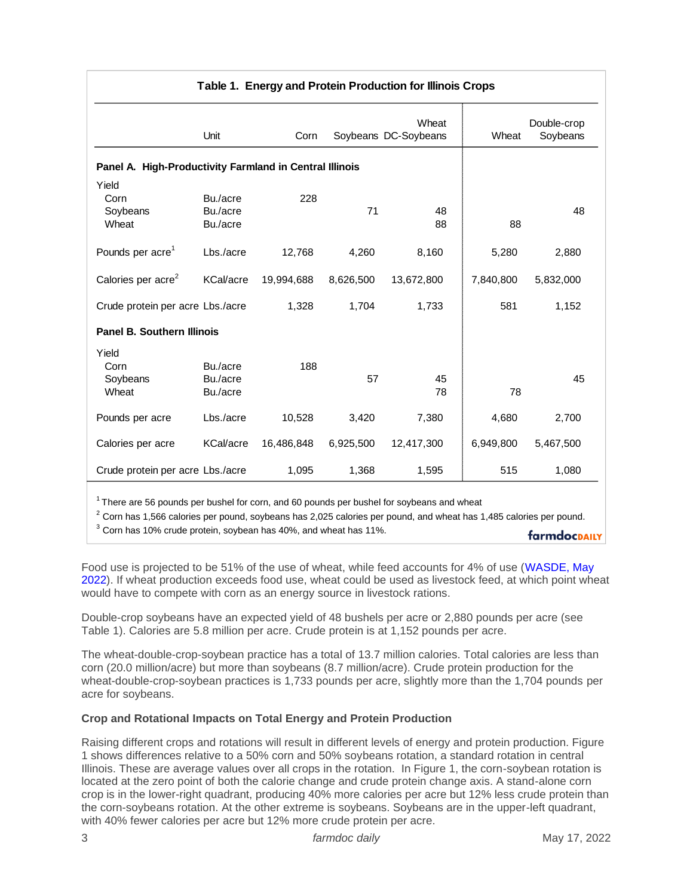**Table 1. Energy and Protein Production for Illinois Crops**

| | Unit | Corn | Soybeans | Wheat DC-Soybeans | Wheat | Double-crop Soybeans |
|---|---|---|---|---|---|---|
| **Panel A. High-Productivity Farmland in Central Illinois** | | | | | | |
| Yield | | | | | | |
| Corn | Bu./acre | 228 | | | | |
| Soybeans | Bu./acre | | 71 | 48 | | 48 |
| Wheat | Bu./acre | | | 88 | 88 | |
| Pounds per acre[1] | Lbs./acre | 12,768 | 4,260 | 8,160 | 5,280 | 2,880 |
| Calories per acre[2] | KCal/acre | 19,994,688 | 8,626,500 | 13,672,800 | 7,840,800 | 5,832,000 |
| Crude protein per acre | Lbs./acre | 1,328 | 1,704 | 1,733 | 581 | 1,152 |
| **Panel B. Southern Illinois** | | | | | | |
| Yield | | | | | | |
| Corn | Bu./acre | 188 | | | | |
| Soybeans | Bu./acre | | 57 | 45 | | 45 |
| Wheat | Bu./acre | | | 78 | 78 | |
| Pounds per acre | Lbs./acre | 10,528 | 3,420 | 7,380 | 4,680 | 2,700 |
| Calories per acre | KCal/acre | 16,486,848 | 6,925,500 | 12,417,300 | 6,949,800 | 5,467,500 |
| Crude protein per acre | Lbs./acre | 1,095 | 1,368 | 1,595 | 515 | 1,080 |

[1] There are 56 pounds per bushel for corn, and 60 pounds per bushel for soybeans and wheat

[2] Corn has 1,566 calories per pound, soybeans has 2,025 calories per pound, and wheat has 1,485 calories per pound.

[3] Corn has 10% crude protein, soybean has 40%, and wheat has 11%.

Food use is projected to be 51% of the use of wheat, while feed accounts for 4% of use (WASDE, May 2022). If wheat production exceeds food use, wheat could be used as livestock feed, at which point wheat would have to compete with corn as an energy source in livestock rations.

Double-crop soybeans have an expected yield of 48 bushels per acre or 2,880 pounds per acre (see Table 1). Calories are 5.8 million per acre. Crude protein is at 1,152 pounds per acre.

The wheat-double-crop-soybean practice has a total of 13.7 million calories. Total calories are less than corn (20.0 million/acre) but more than soybeans (8.7 million/acre). Crude protein production for the wheat-double-crop-soybean practices is 1,733 pounds per acre, slightly more than the 1,704 pounds per acre for soybeans.

**Crop and Rotational Impacts on Total Energy and Protein Production**

Raising different crops and rotations will result in different levels of energy and protein production. Figure 1 shows differences relative to a 50% corn and 50% soybeans rotation, a standard rotation in central Illinois. These are average values over all crops in the rotation. In Figure 1, the corn-soybean rotation is located at the zero point of both the calorie change and crude protein change axis. A stand-alone corn crop is in the lower-right quadrant, producing 40% more calories per acre but 12% less crude protein than the corn-soybeans rotation. At the other extreme is soybeans. Soybeans are in the upper-left quadrant, with 40% fewer calories per acre but 12% more crude protein per acre.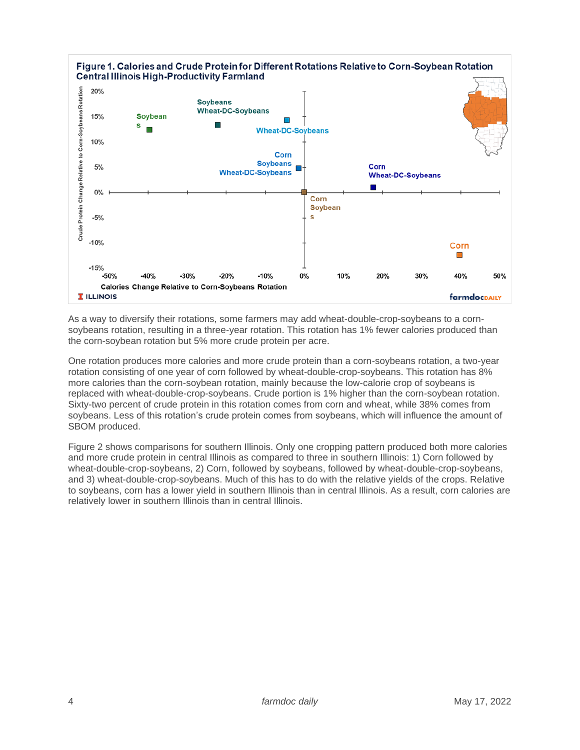**Figure 1. Calories and Crude Protein for Different Rotations Relative to Corn-Soybean Rotation Central Illinois High-Productivity Farmland**

As a way to diversify their rotations, some farmers may add wheat-double-crop-soybeans to a corn-soybeans rotation, resulting in a three-year rotation. This rotation has 1% fewer calories produced than the corn-soybean rotation but 5% more crude protein per acre.

One rotation produces more calories and more crude protein than a corn-soybeans rotation, a two-year rotation consisting of one year of corn followed by wheat-double-crop-soybeans. This rotation has 8% more calories than the corn-soybean rotation, mainly because the low-calorie crop of soybeans is replaced with wheat-double-crop-soybeans. Crude portion is 1% higher than the corn-soybean rotation. Sixty-two percent of crude protein in this rotation comes from corn and wheat, while 38% comes from soybeans. Less of this rotation's crude protein comes from soybeans, which will influence the amount of SBOM produced.

Figure 2 shows comparisons for southern Illinois. Only one cropping pattern produced both more calories and more crude protein in central Illinois as compared to three in southern Illinois: 1) Corn followed by wheat-double-crop-soybeans, 2) Corn, followed by soybeans, followed by wheat-double-crop-soybeans, and 3) wheat-double-crop-soybeans. Much of this has to do with the relative yields of the crops. Relative to soybeans, corn has a lower yield in southern Illinois than in central Illinois. As a result, corn calories are relatively lower in southern Illinois than in central Illinois.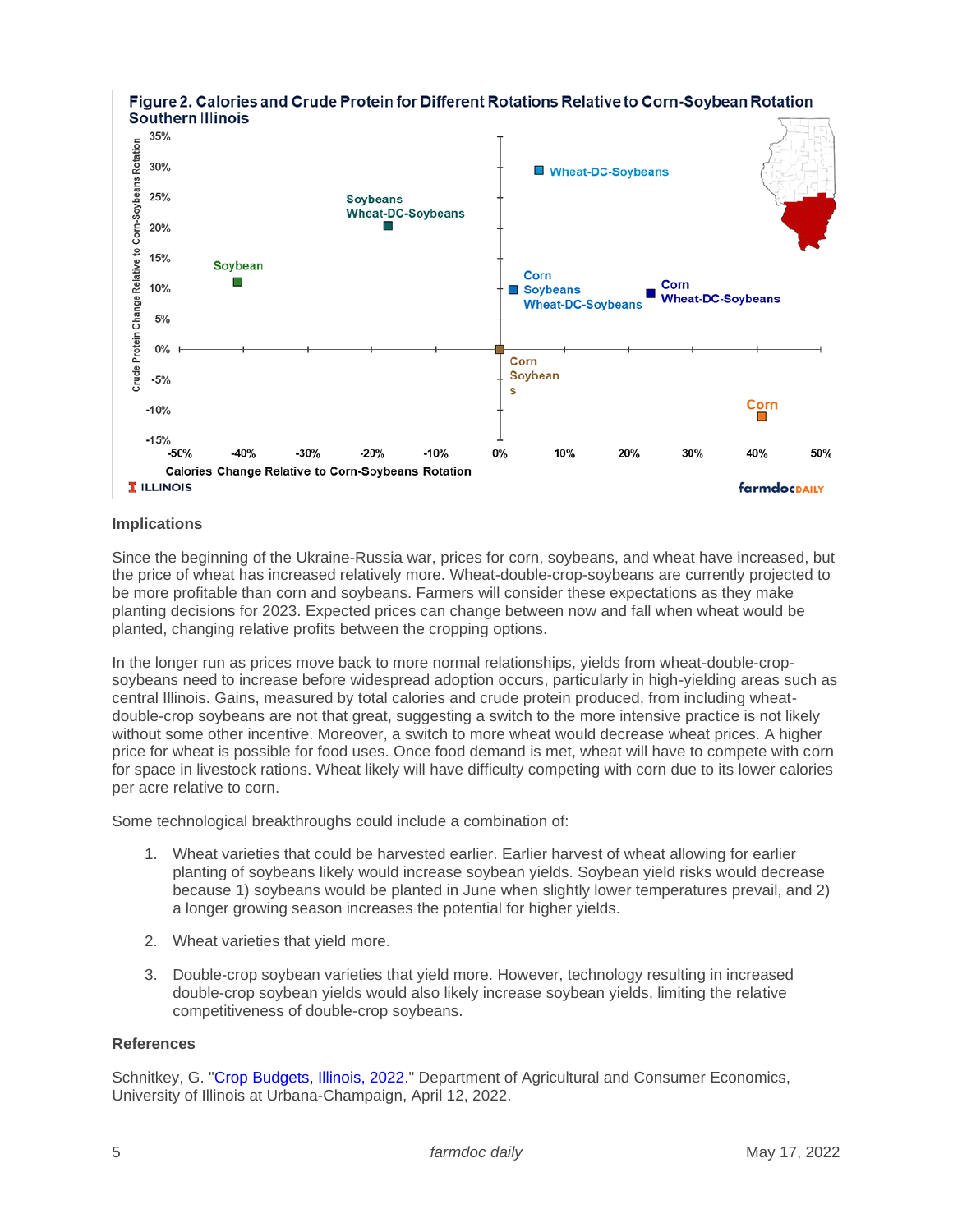**Figure 2. Calories and Crude Protein for Different Rotations Relative to Corn-Soybean Rotation Southern Illinois**

## Implications

Since the beginning of the Ukraine-Russia war, prices for corn, soybeans, and wheat have increased, but the price of wheat has increased relatively more. Wheat-double-crop-soybeans are currently projected to be more profitable than corn and soybeans. Farmers will consider these expectations as they make planting decisions for 2023. Expected prices can change between now and fall when wheat would be planted, changing relative profits between the cropping options.

In the longer run as prices move back to more normal relationships, yields from wheat-double-crop-soybeans need to increase before widespread adoption occurs, particularly in high-yielding areas such as central Illinois. Gains, measured by total calories and crude protein produced, from including wheat-double-crop soybeans are not that great, suggesting a switch to the more intensive practice is not likely without some other incentive. Moreover, a switch to more wheat would decrease wheat prices. A higher price for wheat is possible for food uses. Once food demand is met, wheat will have to compete with corn for space in livestock rations. Wheat likely will have difficulty competing with corn due to its lower calories per acre relative to corn.

Some technological breakthroughs could include a combination of:

1. Wheat varieties that could be harvested earlier. Earlier harvest of wheat allowing for earlier planting of soybeans likely would increase soybean yields. Soybean yield risks would decrease because 1) soybeans would be planted in June when slightly lower temperatures prevail, and 2) a longer growing season increases the potential for higher yields.

2. Wheat varieties that yield more.

3. Double-crop soybean varieties that yield more. However, technology resulting in increased double-crop soybean yields would also likely increase soybean yields, limiting the relative competitiveness of double-crop soybeans.

## References

Schnitkey, G. "Crop Budgets, Illinois, 2022." Department of Agricultural and Consumer Economics, University of Illinois at Urbana-Champaign, April 12, 2022.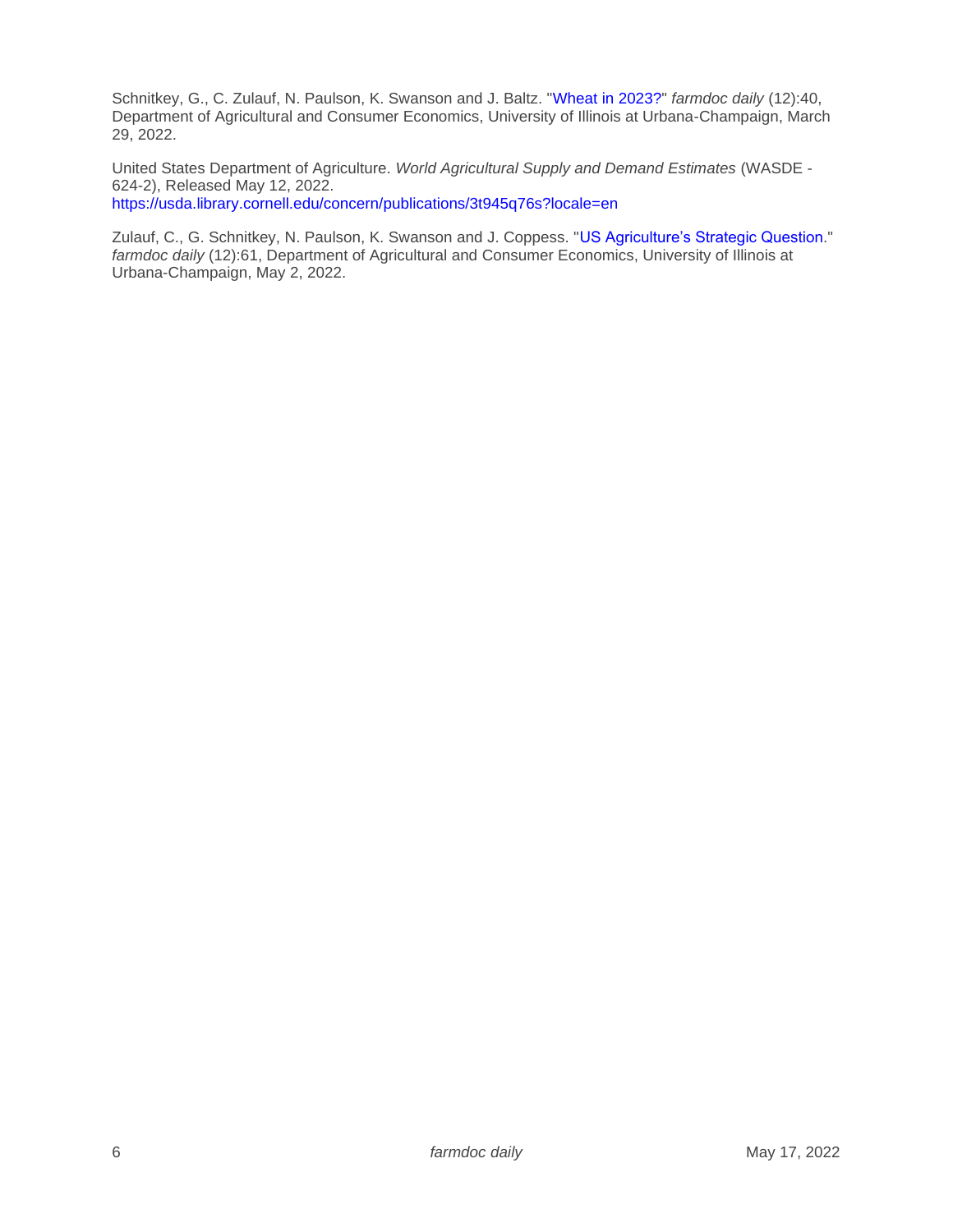Schnitkey, G., C. Zulauf, N. Paulson, K. Swanson and J. Baltz. "Wheat in 2023?" *farmdoc daily* (12):40, Department of Agricultural and Consumer Economics, University of Illinois at Urbana-Champaign, March 29, 2022.

United States Department of Agriculture. *World Agricultural Supply and Demand Estimates* (WASDE - 624-2), Released May 12, 2022. https://usda.library.cornell.edu/concern/publications/3t945q76s?locale=en

Zulauf, C., G. Schnitkey, N. Paulson, K. Swanson and J. Coppess. "US Agriculture's Strategic Question." *farmdoc daily* (12):61, Department of Agricultural and Consumer Economics, University of Illinois at Urbana-Champaign, May 2, 2022.